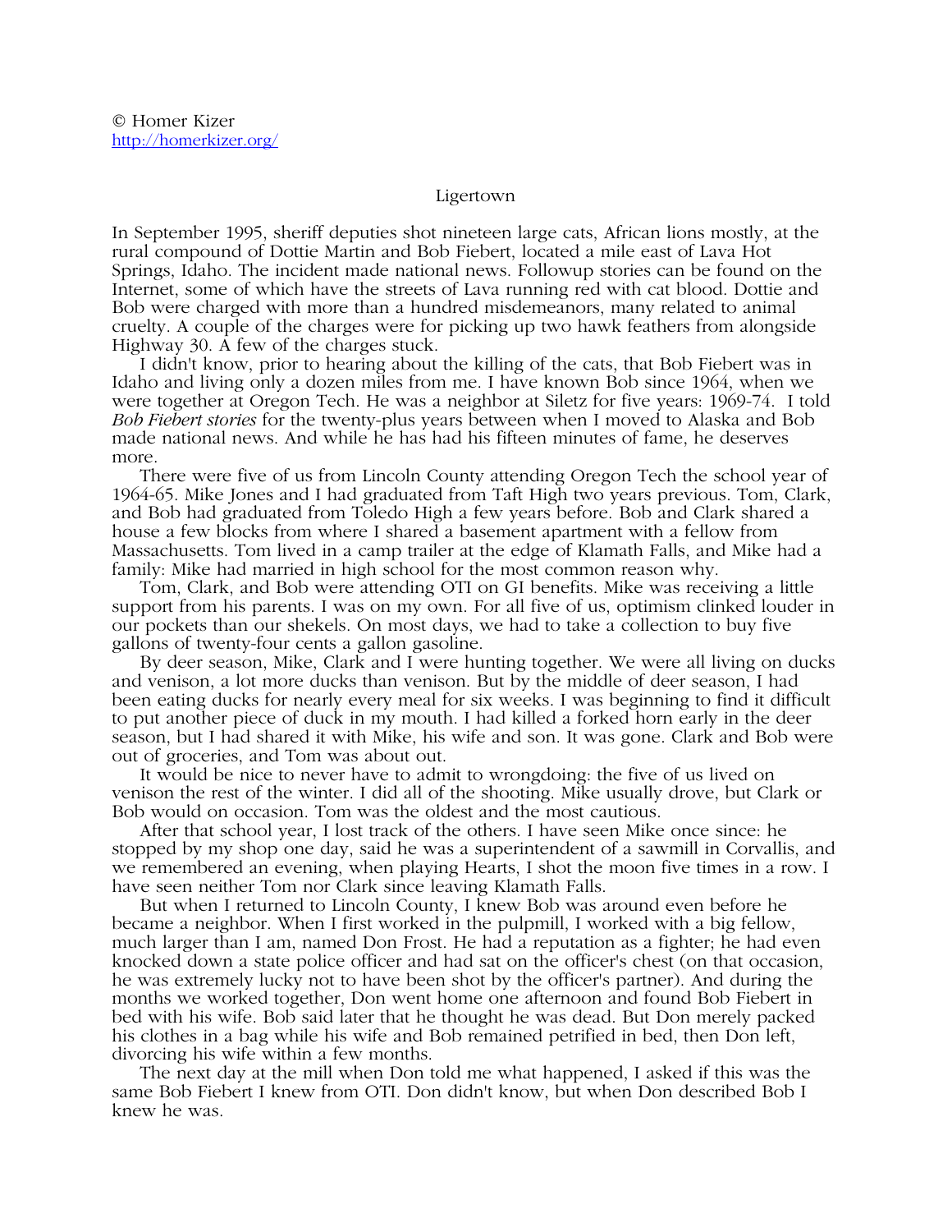© Homer Kizer
http://homerkizer.org/

# Ligertown

In September 1995, sheriff deputies shot nineteen large cats, African lions mostly, at the rural compound of Dottie Martin and Bob Fiebert, located a mile east of Lava Hot Springs, Idaho. The incident made national news. Followup stories can be found on the Internet, some of which have the streets of Lava running red with cat blood. Dottie and Bob were charged with more than a hundred misdemeanors, many related to animal cruelty. A couple of the charges were for picking up two hawk feathers from alongside Highway 30. A few of the charges stuck.

I didn't know, prior to hearing about the killing of the cats, that Bob Fiebert was in Idaho and living only a dozen miles from me. I have known Bob since 1964, when we were together at Oregon Tech. He was a neighbor at Siletz for five years: 1969-74. I told *Bob Fiebert stories* for the twenty-plus years between when I moved to Alaska and Bob made national news. And while he has had his fifteen minutes of fame, he deserves more.

There were five of us from Lincoln County attending Oregon Tech the school year of 1964-65. Mike Jones and I had graduated from Taft High two years previous. Tom, Clark, and Bob had graduated from Toledo High a few years before. Bob and Clark shared a house a few blocks from where I shared a basement apartment with a fellow from Massachusetts. Tom lived in a camp trailer at the edge of Klamath Falls, and Mike had a family: Mike had married in high school for the most common reason why.

Tom, Clark, and Bob were attending OTI on GI benefits. Mike was receiving a little support from his parents. I was on my own. For all five of us, optimism clinked louder in our pockets than our shekels. On most days, we had to take a collection to buy five gallons of twenty-four cents a gallon gasoline.

By deer season, Mike, Clark and I were hunting together. We were all living on ducks and venison, a lot more ducks than venison. But by the middle of deer season, I had been eating ducks for nearly every meal for six weeks. I was beginning to find it difficult to put another piece of duck in my mouth. I had killed a forked horn early in the deer season, but I had shared it with Mike, his wife and son. It was gone. Clark and Bob were out of groceries, and Tom was about out.

It would be nice to never have to admit to wrongdoing: the five of us lived on venison the rest of the winter. I did all of the shooting. Mike usually drove, but Clark or Bob would on occasion. Tom was the oldest and the most cautious.

After that school year, I lost track of the others. I have seen Mike once since: he stopped by my shop one day, said he was a superintendent of a sawmill in Corvallis, and we remembered an evening, when playing Hearts, I shot the moon five times in a row. I have seen neither Tom nor Clark since leaving Klamath Falls.

But when I returned to Lincoln County, I knew Bob was around even before he became a neighbor. When I first worked in the pulpmill, I worked with a big fellow, much larger than I am, named Don Frost. He had a reputation as a fighter; he had even knocked down a state police officer and had sat on the officer's chest (on that occasion, he was extremely lucky not to have been shot by the officer's partner). And during the months we worked together, Don went home one afternoon and found Bob Fiebert in bed with his wife. Bob said later that he thought he was dead. But Don merely packed his clothes in a bag while his wife and Bob remained petrified in bed, then Don left, divorcing his wife within a few months.

The next day at the mill when Don told me what happened, I asked if this was the same Bob Fiebert I knew from OTI. Don didn't know, but when Don described Bob I knew he was.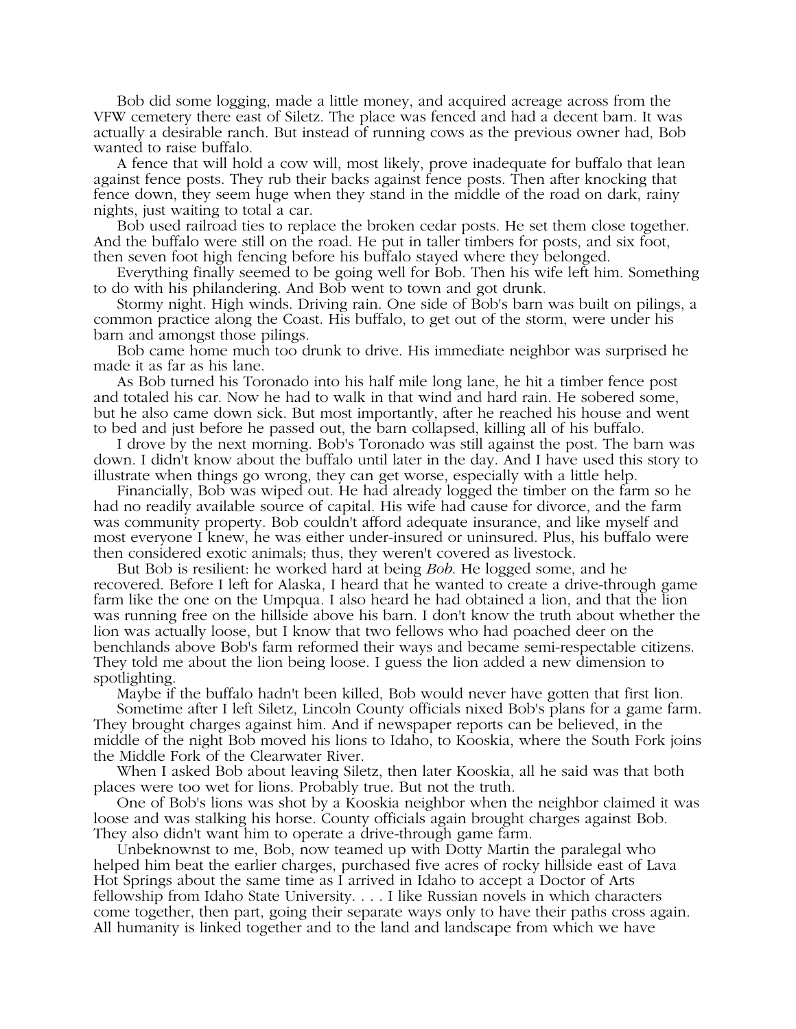Bob did some logging, made a little money, and acquired acreage across from the VFW cemetery there east of Siletz. The place was fenced and had a decent barn. It was actually a desirable ranch. But instead of running cows as the previous owner had, Bob wanted to raise buffalo.

A fence that will hold a cow will, most likely, prove inadequate for buffalo that lean against fence posts. They rub their backs against fence posts. Then after knocking that fence down, they seem huge when they stand in the middle of the road on dark, rainy nights, just waiting to total a car.

Bob used railroad ties to replace the broken cedar posts. He set them close together. And the buffalo were still on the road. He put in taller timbers for posts, and six foot, then seven foot high fencing before his buffalo stayed where they belonged.

Everything finally seemed to be going well for Bob. Then his wife left him. Something to do with his philandering. And Bob went to town and got drunk.

Stormy night. High winds. Driving rain. One side of Bob's barn was built on pilings, a common practice along the Coast. His buffalo, to get out of the storm, were under his barn and amongst those pilings.

Bob came home much too drunk to drive. His immediate neighbor was surprised he made it as far as his lane.

As Bob turned his Toronado into his half mile long lane, he hit a timber fence post and totaled his car. Now he had to walk in that wind and hard rain. He sobered some, but he also came down sick. But most importantly, after he reached his house and went to bed and just before he passed out, the barn collapsed, killing all of his buffalo.

I drove by the next morning. Bob's Toronado was still against the post. The barn was down. I didn't know about the buffalo until later in the day. And I have used this story to illustrate when things go wrong, they can get worse, especially with a little help.

Financially, Bob was wiped out. He had already logged the timber on the farm so he had no readily available source of capital. His wife had cause for divorce, and the farm was community property. Bob couldn't afford adequate insurance, and like myself and most everyone I knew, he was either under-insured or uninsured. Plus, his buffalo were then considered exotic animals; thus, they weren't covered as livestock.

But Bob is resilient: he worked hard at being *Bob*. He logged some, and he recovered. Before I left for Alaska, I heard that he wanted to create a drive-through game farm like the one on the Umpqua. I also heard he had obtained a lion, and that the lion was running free on the hillside above his barn. I don't know the truth about whether the lion was actually loose, but I know that two fellows who had poached deer on the benchlands above Bob's farm reformed their ways and became semi-respectable citizens. They told me about the lion being loose. I guess the lion added a new dimension to spotlighting.

Maybe if the buffalo hadn't been killed, Bob would never have gotten that first lion.

Sometime after I left Siletz, Lincoln County officials nixed Bob's plans for a game farm. They brought charges against him. And if newspaper reports can be believed, in the middle of the night Bob moved his lions to Idaho, to Kooskia, where the South Fork joins the Middle Fork of the Clearwater River.

When I asked Bob about leaving Siletz, then later Kooskia, all he said was that both places were too wet for lions. Probably true. But not the truth.

One of Bob's lions was shot by a Kooskia neighbor when the neighbor claimed it was loose and was stalking his horse. County officials again brought charges against Bob. They also didn't want him to operate a drive-through game farm.

Unbeknownst to me, Bob, now teamed up with Dotty Martin the paralegal who helped him beat the earlier charges, purchased five acres of rocky hillside east of Lava Hot Springs about the same time as I arrived in Idaho to accept a Doctor of Arts fellowship from Idaho State University. . . . I like Russian novels in which characters come together, then part, going their separate ways only to have their paths cross again. All humanity is linked together and to the land and landscape from which we have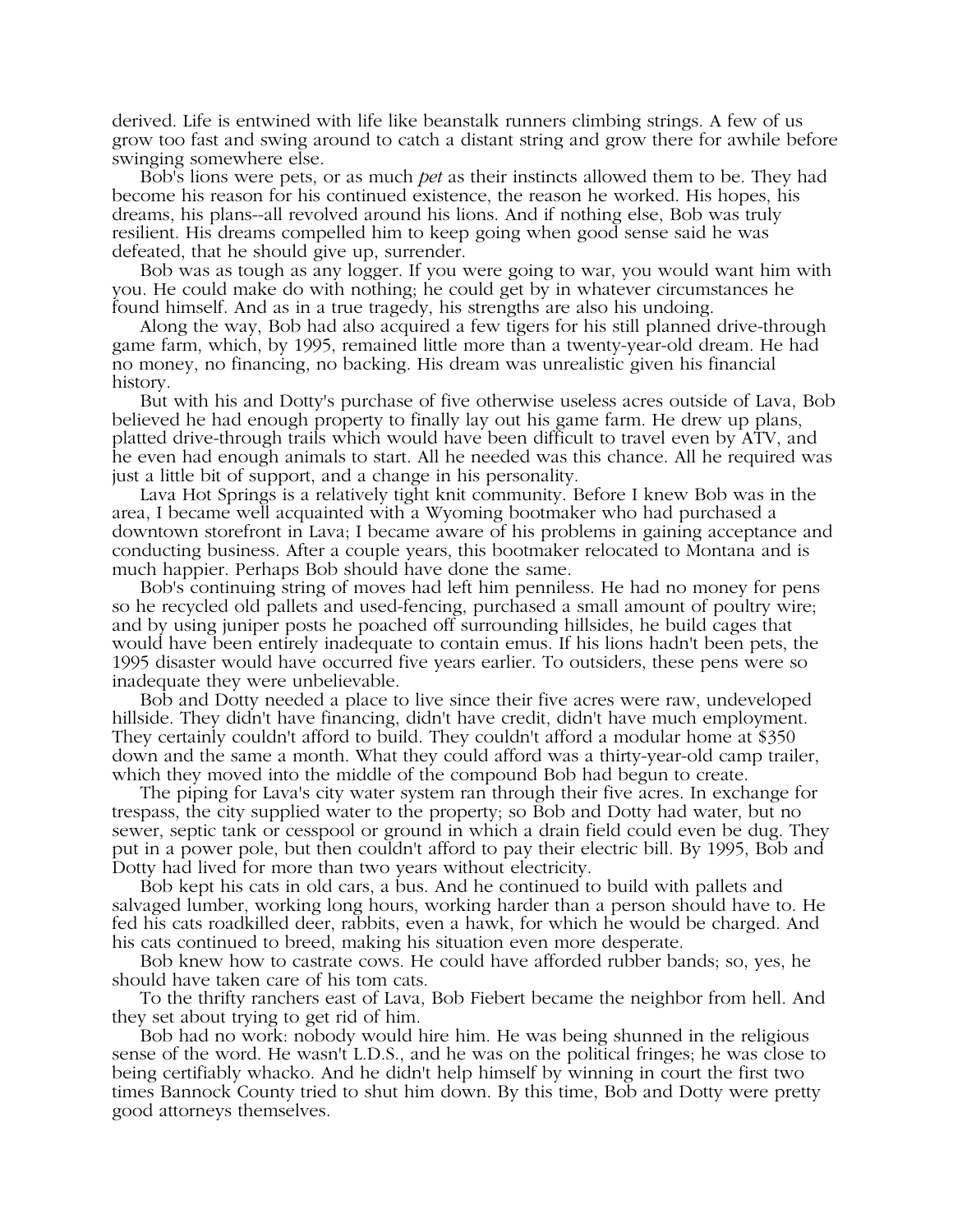derived. Life is entwined with life like beanstalk runners climbing strings. A few of us grow too fast and swing around to catch a distant string and grow there for awhile before swinging somewhere else.

Bob's lions were pets, or as much *pet* as their instincts allowed them to be. They had become his reason for his continued existence, the reason he worked. His hopes, his dreams, his plans--all revolved around his lions. And if nothing else, Bob was truly resilient. His dreams compelled him to keep going when good sense said he was defeated, that he should give up, surrender.

Bob was as tough as any logger. If you were going to war, you would want him with you. He could make do with nothing; he could get by in whatever circumstances he found himself. And as in a true tragedy, his strengths are also his undoing.

Along the way, Bob had also acquired a few tigers for his still planned drive-through game farm, which, by 1995, remained little more than a twenty-year-old dream. He had no money, no financing, no backing. His dream was unrealistic given his financial history.

But with his and Dotty's purchase of five otherwise useless acres outside of Lava, Bob believed he had enough property to finally lay out his game farm. He drew up plans, platted drive-through trails which would have been difficult to travel even by ATV, and he even had enough animals to start. All he needed was this chance. All he required was just a little bit of support, and a change in his personality.

Lava Hot Springs is a relatively tight knit community. Before I knew Bob was in the area, I became well acquainted with a Wyoming bootmaker who had purchased a downtown storefront in Lava; I became aware of his problems in gaining acceptance and conducting business. After a couple years, this bootmaker relocated to Montana and is much happier. Perhaps Bob should have done the same.

Bob's continuing string of moves had left him penniless. He had no money for pens so he recycled old pallets and used-fencing, purchased a small amount of poultry wire; and by using juniper posts he poached off surrounding hillsides, he build cages that would have been entirely inadequate to contain emus. If his lions hadn't been pets, the 1995 disaster would have occurred five years earlier. To outsiders, these pens were so inadequate they were unbelievable.

Bob and Dotty needed a place to live since their five acres were raw, undeveloped hillside. They didn't have financing, didn't have credit, didn't have much employment. They certainly couldn't afford to build. They couldn't afford a modular home at $350 down and the same a month. What they could afford was a thirty-year-old camp trailer, which they moved into the middle of the compound Bob had begun to create.

The piping for Lava's city water system ran through their five acres. In exchange for trespass, the city supplied water to the property; so Bob and Dotty had water, but no sewer, septic tank or cesspool or ground in which a drain field could even be dug. They put in a power pole, but then couldn't afford to pay their electric bill. By 1995, Bob and Dotty had lived for more than two years without electricity.

Bob kept his cats in old cars, a bus. And he continued to build with pallets and salvaged lumber, working long hours, working harder than a person should have to. He fed his cats roadkilled deer, rabbits, even a hawk, for which he would be charged. And his cats continued to breed, making his situation even more desperate.

Bob knew how to castrate cows. He could have afforded rubber bands; so, yes, he should have taken care of his tom cats.

To the thrifty ranchers east of Lava, Bob Fiebert became the neighbor from hell. And they set about trying to get rid of him.

Bob had no work: nobody would hire him. He was being shunned in the religious sense of the word. He wasn't L.D.S., and he was on the political fringes; he was close to being certifiably whacko. And he didn't help himself by winning in court the first two times Bannock County tried to shut him down. By this time, Bob and Dotty were pretty good attorneys themselves.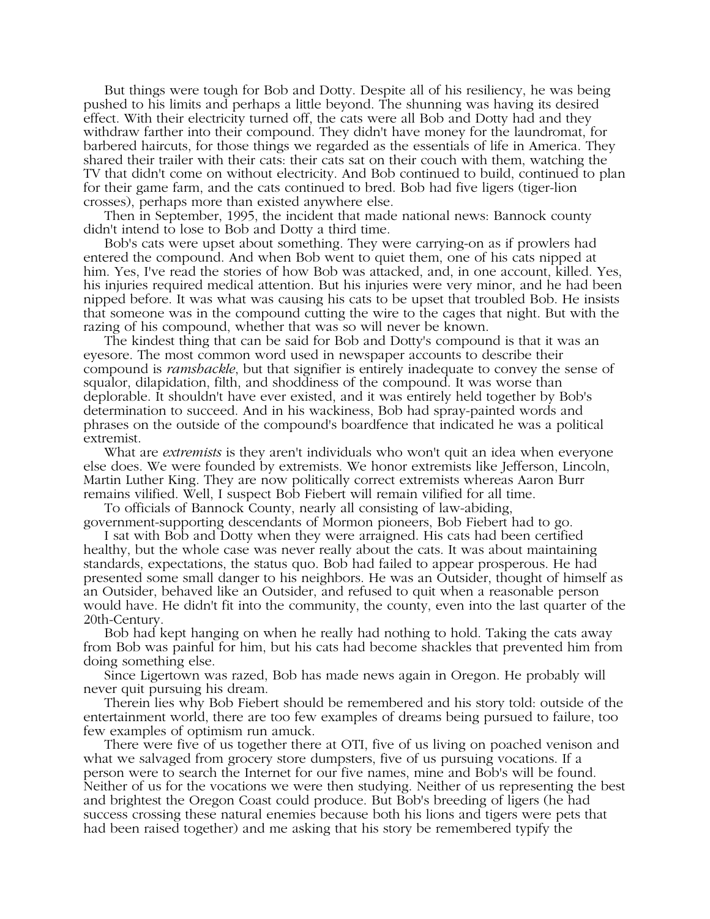But things were tough for Bob and Dotty. Despite all of his resiliency, he was being pushed to his limits and perhaps a little beyond. The shunning was having its desired effect. With their electricity turned off, the cats were all Bob and Dotty had and they withdraw farther into their compound. They didn't have money for the laundromat, for barbered haircuts, for those things we regarded as the essentials of life in America. They shared their trailer with their cats: their cats sat on their couch with them, watching the TV that didn't come on without electricity. And Bob continued to build, continued to plan for their game farm, and the cats continued to bred. Bob had five ligers (tiger-lion crosses), perhaps more than existed anywhere else.

Then in September, 1995, the incident that made national news: Bannock county didn't intend to lose to Bob and Dotty a third time.

Bob's cats were upset about something. They were carrying-on as if prowlers had entered the compound. And when Bob went to quiet them, one of his cats nipped at him. Yes, I've read the stories of how Bob was attacked, and, in one account, killed. Yes, his injuries required medical attention. But his injuries were very minor, and he had been nipped before. It was what was causing his cats to be upset that troubled Bob. He insists that someone was in the compound cutting the wire to the cages that night. But with the razing of his compound, whether that was so will never be known.

The kindest thing that can be said for Bob and Dotty's compound is that it was an eyesore. The most common word used in newspaper accounts to describe their compound is *ramshackle*, but that signifier is entirely inadequate to convey the sense of squalor, dilapidation, filth, and shoddiness of the compound. It was worse than deplorable. It shouldn't have ever existed, and it was entirely held together by Bob's determination to succeed. And in his wackiness, Bob had spray-painted words and phrases on the outside of the compound's boardfence that indicated he was a political extremist.

What are *extremists* is they aren't individuals who won't quit an idea when everyone else does. We were founded by extremists. We honor extremists like Jefferson, Lincoln, Martin Luther King. They are now politically correct extremists whereas Aaron Burr remains vilified. Well, I suspect Bob Fiebert will remain vilified for all time.

To officials of Bannock County, nearly all consisting of law-abiding, government-supporting descendants of Mormon pioneers, Bob Fiebert had to go.

I sat with Bob and Dotty when they were arraigned. His cats had been certified healthy, but the whole case was never really about the cats. It was about maintaining standards, expectations, the status quo. Bob had failed to appear prosperous. He had presented some small danger to his neighbors. He was an Outsider, thought of himself as an Outsider, behaved like an Outsider, and refused to quit when a reasonable person would have. He didn't fit into the community, the county, even into the last quarter of the 20th-Century.

Bob had kept hanging on when he really had nothing to hold. Taking the cats away from Bob was painful for him, but his cats had become shackles that prevented him from doing something else.

Since Ligertown was razed, Bob has made news again in Oregon. He probably will never quit pursuing his dream.

Therein lies why Bob Fiebert should be remembered and his story told: outside of the entertainment world, there are too few examples of dreams being pursued to failure, too few examples of optimism run amuck.

There were five of us together there at OTI, five of us living on poached venison and what we salvaged from grocery store dumpsters, five of us pursuing vocations. If a person were to search the Internet for our five names, mine and Bob's will be found. Neither of us for the vocations we were then studying. Neither of us representing the best and brightest the Oregon Coast could produce. But Bob's breeding of ligers (he had success crossing these natural enemies because both his lions and tigers were pets that had been raised together) and me asking that his story be remembered typify the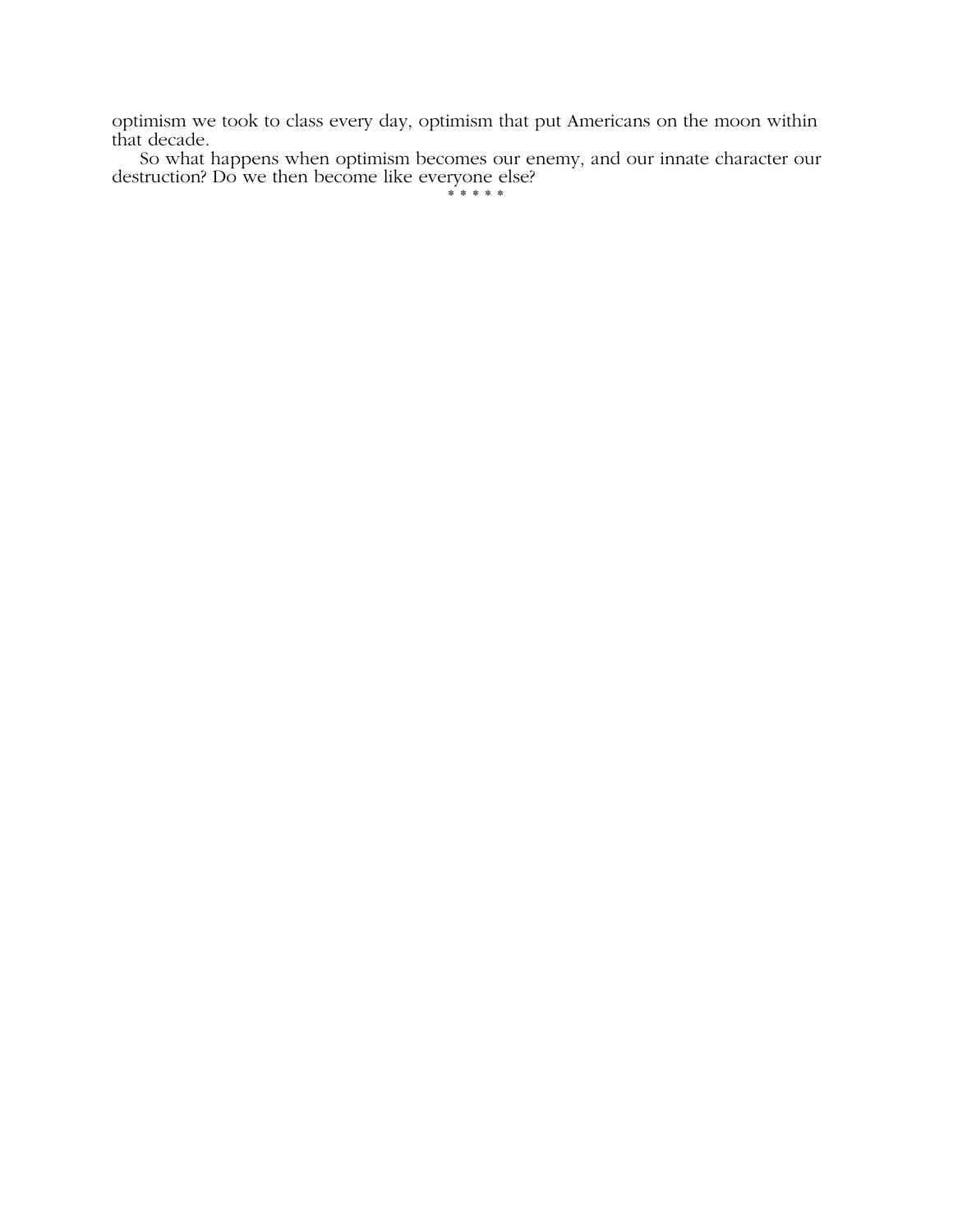optimism we took to class every day, optimism that put Americans on the moon within that decade.

So what happens when optimism becomes our enemy, and our innate character our destruction? Do we then become like everyone else?

* * * * *